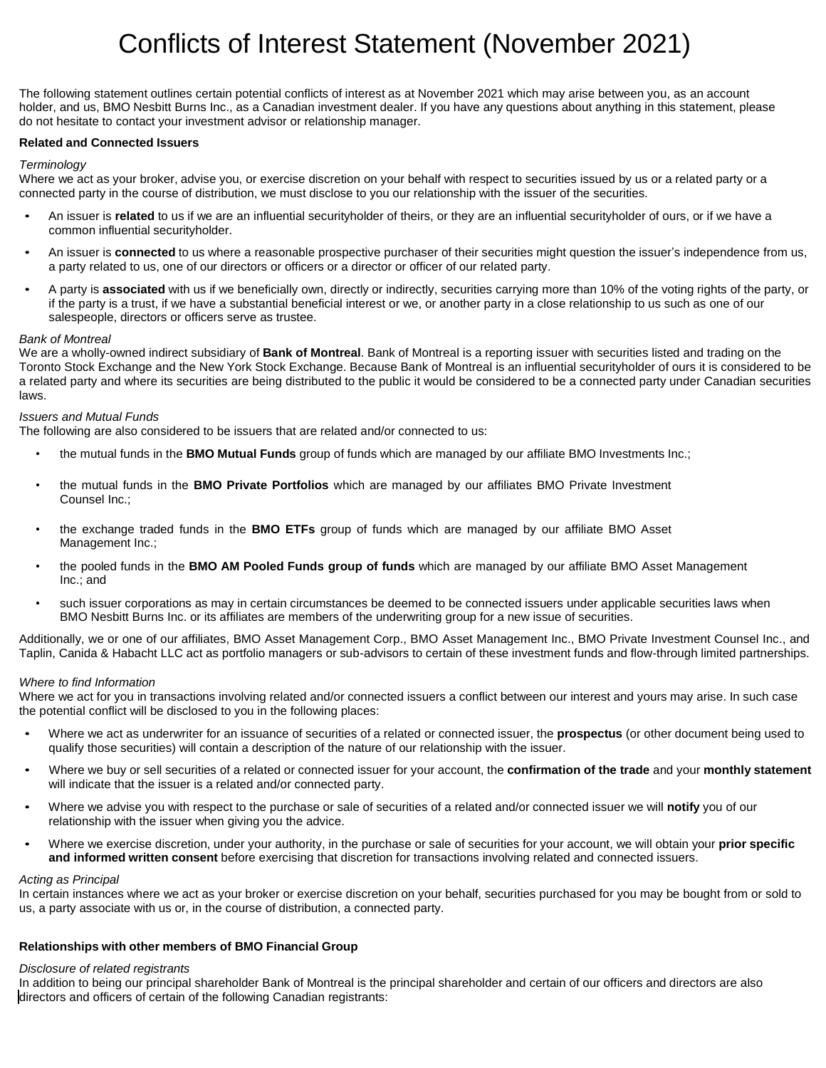# Conflicts of Interest Statement (November 2021)

The following statement outlines certain potential conflicts of interest as at November 2021 which may arise between you, as an account holder, and us, BMO Nesbitt Burns Inc., as a Canadian investment dealer. If you have any questions about anything in this statement, please do not hesitate to contact your investment advisor or relationship manager.

**Related and Connected Issuers**

*Terminology*

Where we act as your broker, advise you, or exercise discretion on your behalf with respect to securities issued by us or a related party or a connected party in the course of distribution, we must disclose to you our relationship with the issuer of the securities.

- An issuer is **related** to us if we are an influential securityholder of theirs, or they are an influential securityholder of ours, or if we have a common influential securityholder.
- An issuer is **connected** to us where a reasonable prospective purchaser of their securities might question the issuer's independence from us, a party related to us, one of our directors or officers or a director or officer of our related party.
- A party is **associated** with us if we beneficially own, directly or indirectly, securities carrying more than 10% of the voting rights of the party, or if the party is a trust, if we have a substantial beneficial interest or we, or another party in a close relationship to us such as one of our salespeople, directors or officers serve as trustee.

*Bank of Montreal*

We are a wholly-owned indirect subsidiary of **Bank of Montreal**. Bank of Montreal is a reporting issuer with securities listed and trading on the Toronto Stock Exchange and the New York Stock Exchange. Because Bank of Montreal is an influential securityholder of ours it is considered to be a related party and where its securities are being distributed to the public it would be considered to be a connected party under Canadian securities laws.

*Issuers and Mutual Funds*

The following are also considered to be issuers that are related and/or connected to us:

- the mutual funds in the **BMO Mutual Funds** group of funds which are managed by our affiliate BMO Investments Inc.;
- the mutual funds in the **BMO Private Portfolios** which are managed by our affiliates BMO Private Investment Counsel Inc.;
- the exchange traded funds in the **BMO ETFs** group of funds which are managed by our affiliate BMO Asset Management Inc.;
- the pooled funds in the **BMO AM Pooled Funds group of funds** which are managed by our affiliate BMO Asset Management Inc.; and
- such issuer corporations as may in certain circumstances be deemed to be connected issuers under applicable securities laws when BMO Nesbitt Burns Inc. or its affiliates are members of the underwriting group for a new issue of securities.

Additionally, we or one of our affiliates, BMO Asset Management Corp., BMO Asset Management Inc., BMO Private Investment Counsel Inc., and Taplin, Canida & Habacht LLC act as portfolio managers or sub-advisors to certain of these investment funds and flow-through limited partnerships.

*Where to find Information*

Where we act for you in transactions involving related and/or connected issuers a conflict between our interest and yours may arise. In such case the potential conflict will be disclosed to you in the following places:

- Where we act as underwriter for an issuance of securities of a related or connected issuer, the **prospectus** (or other document being used to qualify those securities) will contain a description of the nature of our relationship with the issuer.
- Where we buy or sell securities of a related or connected issuer for your account, the **confirmation of the trade** and your **monthly statement** will indicate that the issuer is a related and/or connected party.
- Where we advise you with respect to the purchase or sale of securities of a related and/or connected issuer we will **notify** you of our relationship with the issuer when giving you the advice.
- Where we exercise discretion, under your authority, in the purchase or sale of securities for your account, we will obtain your **prior specific and informed written consent** before exercising that discretion for transactions involving related and connected issuers.

*Acting as Principal*

In certain instances where we act as your broker or exercise discretion on your behalf, securities purchased for you may be bought from or sold to us, a party associate with us or, in the course of distribution, a connected party.

**Relationships with other members of BMO Financial Group**

*Disclosure of related registrants*

In addition to being our principal shareholder Bank of Montreal is the principal shareholder and certain of our officers and directors are also directors and officers of certain of the following Canadian registrants: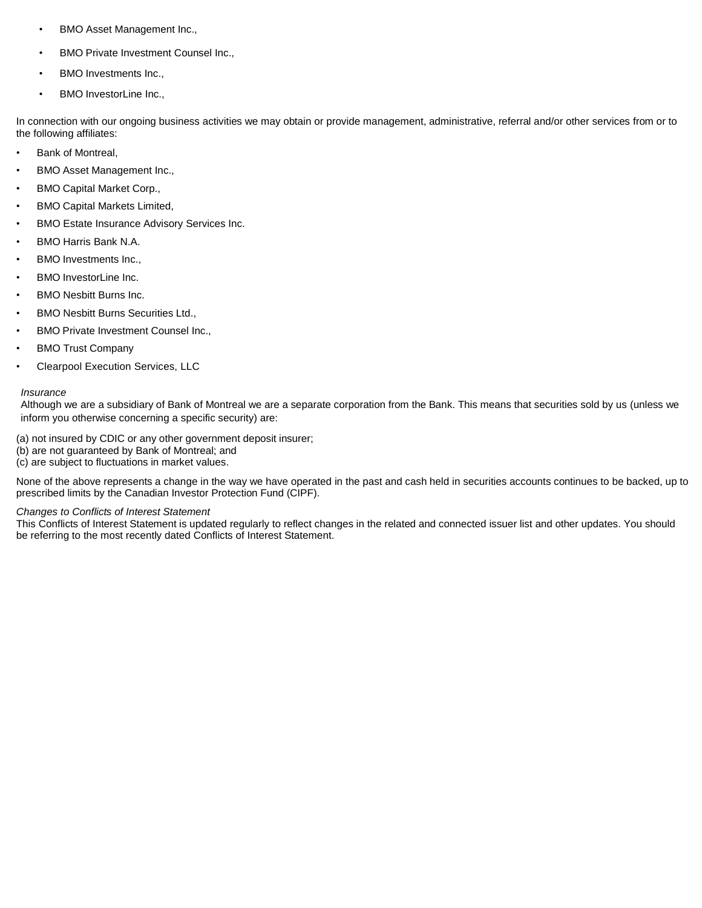- BMO Asset Management Inc.,
- BMO Private Investment Counsel Inc.,
- BMO Investments Inc.,
- BMO InvestorLine Inc.,

In connection with our ongoing business activities we may obtain or provide management, administrative, referral and/or other services from or to the following affiliates:

- Bank of Montreal,
- BMO Asset Management Inc.,
- BMO Capital Market Corp.,
- BMO Capital Markets Limited,
- BMO Estate Insurance Advisory Services Inc.
- BMO Harris Bank N.A.
- BMO Investments Inc.,
- BMO InvestorLine Inc.
- BMO Nesbitt Burns Inc.
- BMO Nesbitt Burns Securities Ltd.,
- BMO Private Investment Counsel Inc.,
- BMO Trust Company
- Clearpool Execution Services, LLC

*Insurance*

Although we are a subsidiary of Bank of Montreal we are a separate corporation from the Bank. This means that securities sold by us (unless we inform you otherwise concerning a specific security) are:

(a) not insured by CDIC or any other government deposit insurer;
(b) are not guaranteed by Bank of Montreal; and
(c) are subject to fluctuations in market values.

None of the above represents a change in the way we have operated in the past and cash held in securities accounts continues to be backed, up to prescribed limits by the Canadian Investor Protection Fund (CIPF).

*Changes to Conflicts of Interest Statement*

This Conflicts of Interest Statement is updated regularly to reflect changes in the related and connected issuer list and other updates. You should be referring to the most recently dated Conflicts of Interest Statement.